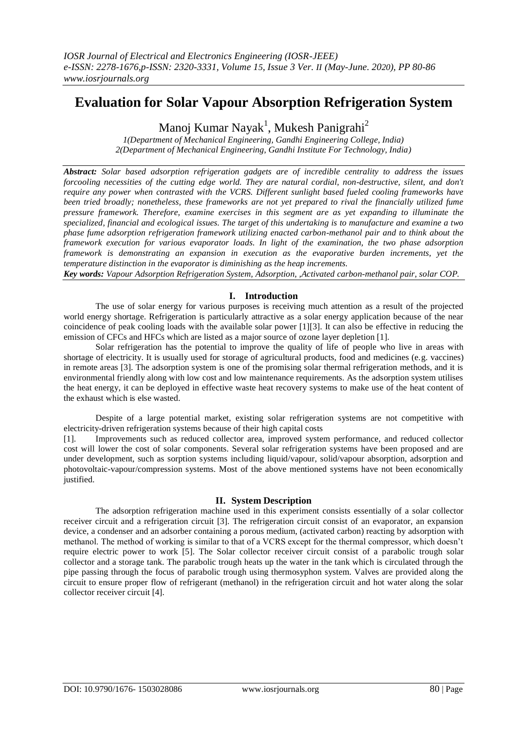# Evaluation for Solar Vapour Absorption Refrigeration System

Manoj Kumar Nayak[1], Mukesh Panigrahi[2]

*1(Department of Mechanical Engineering, Gandhi Engineering College, India)*
*2(Department of Mechanical Engineering, Gandhi Institute For Technology, India)*

***Abstract:*** *Solar based adsorption refrigeration gadgets are of incredible centrality to address the issues forcooling necessities of the cutting edge world. They are natural cordial, non-destructive, silent, and don't require any power when contrasted with the VCRS. Different sunlight based fueled cooling frameworks have been tried broadly; nonetheless, these frameworks are not yet prepared to rival the financially utilized fume pressure framework. Therefore, examine exercises in this segment are as yet expanding to illuminate the specialized, financial and ecological issues. The target of this undertaking is to manufacture and examine a two phase fume adsorption refrigeration framework utilizing enacted carbon-methanol pair and to think about the framework execution for various evaporator loads. In light of the examination, the two phase adsorption framework is demonstrating an expansion in execution as the evaporative burden increments, yet the temperature distinction in the evaporator is diminishing as the heap increments.*

***Key words:*** *Vapour Adsorption Refrigeration System, Adsorption, ,Activated carbon-methanol pair, solar COP.*

## I. Introduction

The use of solar energy for various purposes is receiving much attention as a result of the projected world energy shortage. Refrigeration is particularly attractive as a solar energy application because of the near coincidence of peak cooling loads with the available solar power [1][3]. It can also be effective in reducing the emission of CFCs and HFCs which are listed as a major source of ozone layer depletion [1].

Solar refrigeration has the potential to improve the quality of life of people who live in areas with shortage of electricity. It is usually used for storage of agricultural products, food and medicines (e.g. vaccines) in remote areas [3]. The adsorption system is one of the promising solar thermal refrigeration methods, and it is environmental friendly along with low cost and low maintenance requirements. As the adsorption system utilises the heat energy, it can be deployed in effective waste heat recovery systems to make use of the heat content of the exhaust which is else wasted.

Despite of a large potential market, existing solar refrigeration systems are not competitive with electricity-driven refrigeration systems because of their high capital costs [1]. Improvements such as reduced collector area, improved system performance, and reduced collector cost will lower the cost of solar components. Several solar refrigeration systems have been proposed and are under development, such as sorption systems including liquid/vapour, solid/vapour absorption, adsorption and photovoltaic-vapour/compression systems. Most of the above mentioned systems have not been economically justified.

## II. System Description

The adsorption refrigeration machine used in this experiment consists essentially of a solar collector receiver circuit and a refrigeration circuit [3]. The refrigeration circuit consist of an evaporator, an expansion device, a condenser and an adsorber containing a porous medium, (activated carbon) reacting by adsorption with methanol. The method of working is similar to that of a VCRS except for the thermal compressor, which doesn't require electric power to work [5]. The Solar collector receiver circuit consist of a parabolic trough solar collector and a storage tank. The parabolic trough heats up the water in the tank which is circulated through the pipe passing through the focus of parabolic trough using thermosyphon system. Valves are provided along the circuit to ensure proper flow of refrigerant (methanol) in the refrigeration circuit and hot water along the solar collector receiver circuit [4].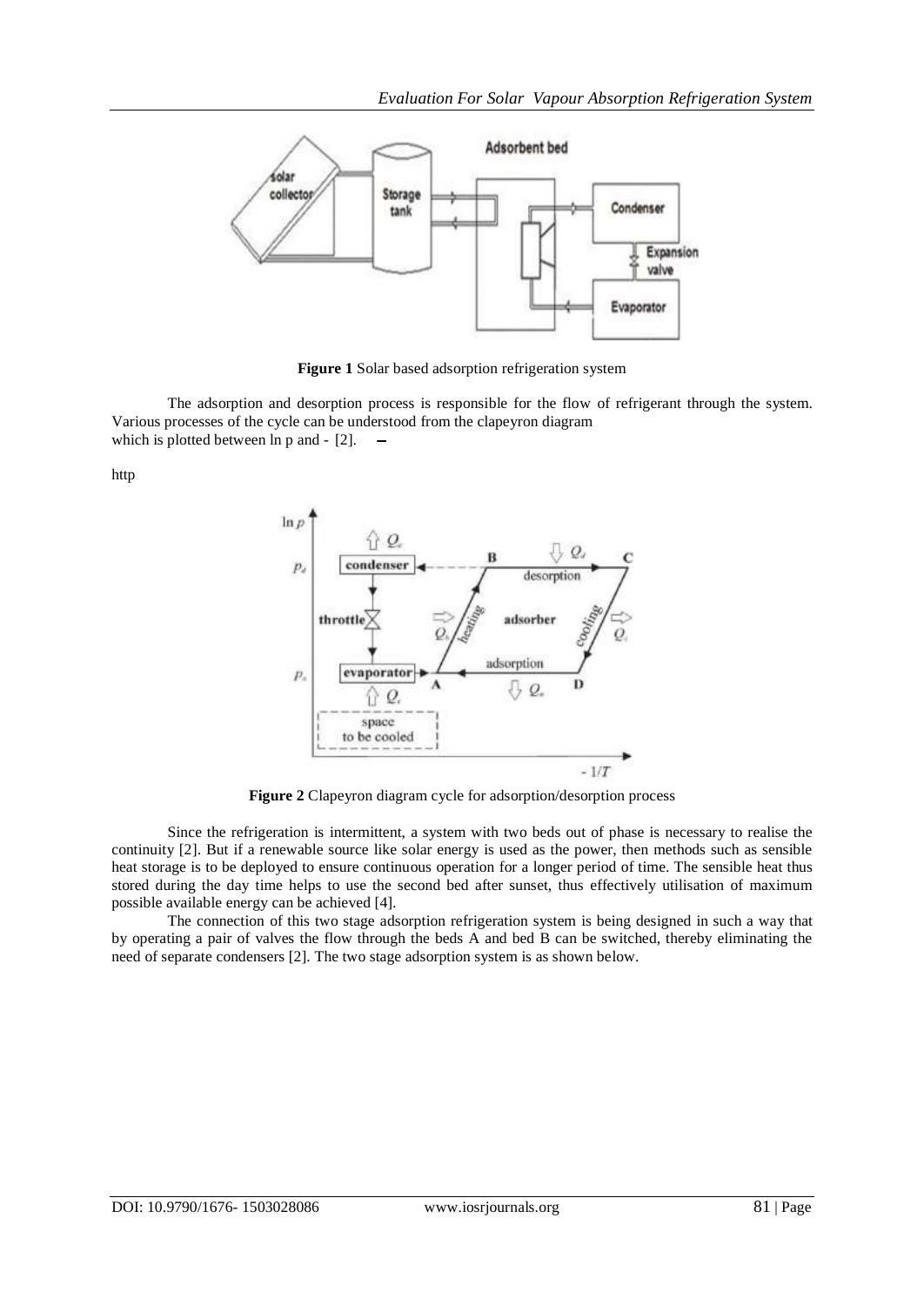**Figure 1** Solar based adsorption refrigeration system

The adsorption and desorption process is responsible for the flow of refrigerant through the system. Various processes of the cycle can be understood from the clapeyron diagram which is plotted between ln p and - [2].

http

**Figure 2** Clapeyron diagram cycle for adsorption/desorption process

Since the refrigeration is intermittent, a system with two beds out of phase is necessary to realise the continuity [2]. But if a renewable source like solar energy is used as the power, then methods such as sensible heat storage is to be deployed to ensure continuous operation for a longer period of time. The sensible heat thus stored during the day time helps to use the second bed after sunset, thus effectively utilisation of maximum possible available energy can be achieved [4].

The connection of this two stage adsorption refrigeration system is being designed in such a way that by operating a pair of valves the flow through the beds A and bed B can be switched, thereby eliminating the need of separate condensers [2]. The two stage adsorption system is as shown below.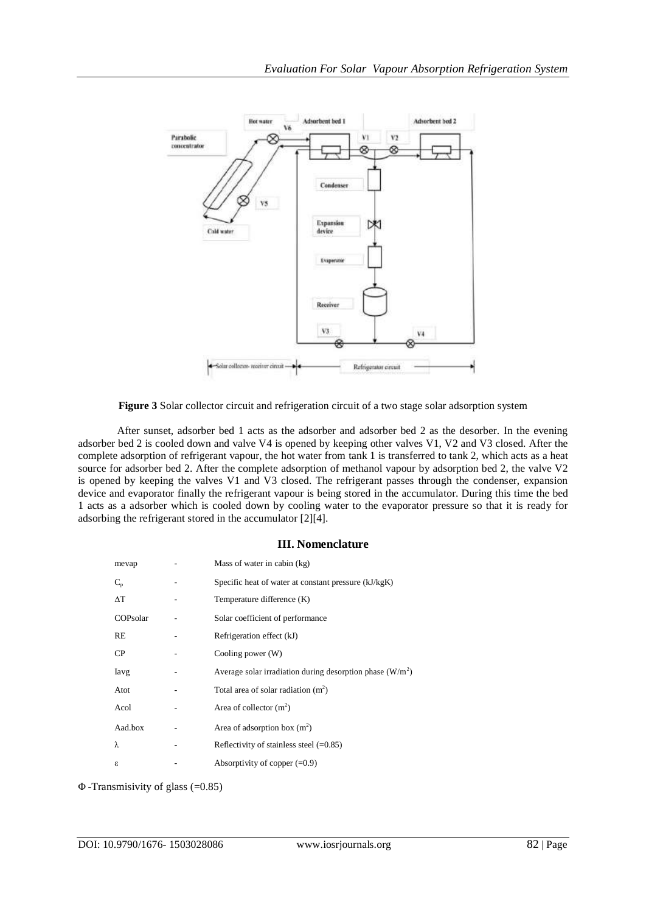**Figure 3** Solar collector circuit and refrigeration circuit of a two stage solar adsorption system

After sunset, adsorber bed 1 acts as the adsorber and adsorber bed 2 as the desorber. In the evening adsorber bed 2 is cooled down and valve V4 is opened by keeping other valves V1, V2 and V3 closed. After the complete adsorption of refrigerant vapour, the hot water from tank 1 is transferred to tank 2, which acts as a heat source for adsorber bed 2. After the complete adsorption of methanol vapour by adsorption bed 2, the valve V2 is opened by keeping the valves V1 and V3 closed. The refrigerant passes through the condenser, expansion device and evaporator finally the refrigerant vapour is being stored in the accumulator. During this time the bed 1 acts as a adsorber which is cooled down by cooling water to the evaporator pressure so that it is ready for adsorbing the refrigerant stored in the accumulator [2][4].

## III. Nomenclature

| | | |
|---|---|---|
| mevap | - | Mass of water in cabin (kg) |
| $C_p$ | - | Specific heat of water at constant pressure (kJ/kgK) |
| $\Delta T$ | - | Temperature difference (K) |
| COPsolar | - | Solar coefficient of performance |
| RE | - | Refrigeration effect (kJ) |
| CP | - | Cooling power (W) |
| Iavg | - | Average solar irradiation during desorption phase ($W/m^2$) |
| Atot | - | Total area of solar radiation ($m^2$) |
| Acol | - | Area of collector ($m^2$) |
| Aad.box | - | Area of adsorption box ($m^2$) |
| $\lambda$ | - | Reflectivity of stainless steel (=0.85) |
| $\varepsilon$ | - | Absorptivity of copper (=0.9) |

$\Phi$ -Transmisivity of glass (=0.85)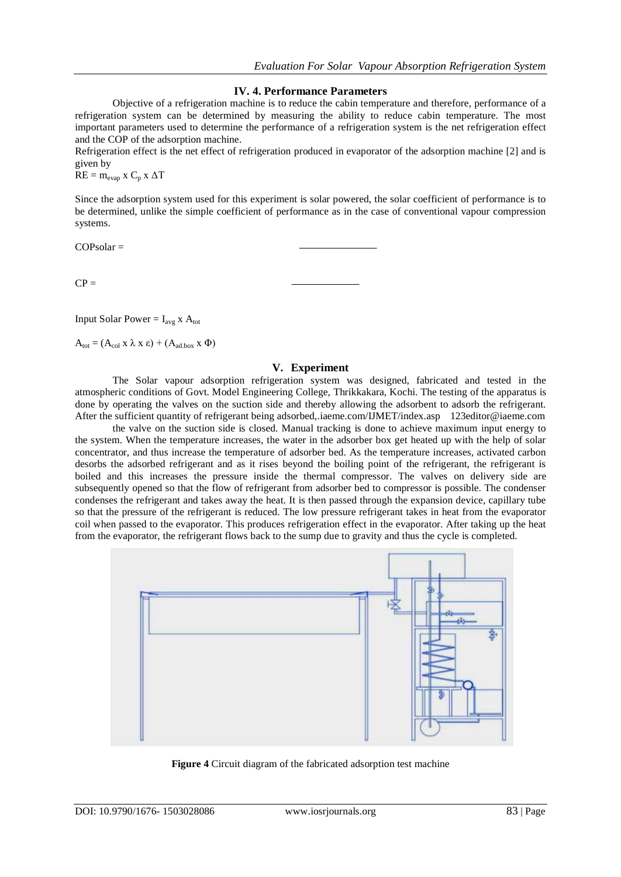### IV. 4. Performance Parameters

Objective of a refrigeration machine is to reduce the cabin temperature and therefore, performance of a refrigeration system can be determined by measuring the ability to reduce cabin temperature. The most important parameters used to determine the performance of a refrigeration system is the net refrigeration effect and the COP of the adsorption machine.

Refrigeration effect is the net effect of refrigeration produced in evaporator of the adsorption machine [2] and is given by

$RE = m_{evap} \times C_p \times \Delta T$

Since the adsorption system used for this experiment is solar powered, the solar coefficient of performance is to be determined, unlike the simple coefficient of performance as in the case of conventional vapour compression systems.

COPsolar =

CP =

Input Solar Power = $I_{avg} \times A_{tot}$

$A_{tot} = (A_{col} \times \lambda \times \varepsilon) + (A_{ad.box} \times \Phi)$

## V. Experiment

The Solar vapour adsorption refrigeration system was designed, fabricated and tested in the atmospheric conditions of Govt. Model Engineering College, Thrikkakara, Kochi. The testing of the apparatus is done by operating the valves on the suction side and thereby allowing the adsorbent to adsorb the refrigerant. After the sufficient quantity of refrigerant being adsorbed,.iaeme.com/IJMET/index.asp 123editor@iaeme.com

the valve on the suction side is closed. Manual tracking is done to achieve maximum input energy to the system. When the temperature increases, the water in the adsorber box get heated up with the help of solar concentrator, and thus increase the temperature of adsorber bed. As the temperature increases, activated carbon desorbs the adsorbed refrigerant and as it rises beyond the boiling point of the refrigerant, the refrigerant is boiled and this increases the pressure inside the thermal compressor. The valves on delivery side are subsequently opened so that the flow of refrigerant from adsorber bed to compressor is possible. The condenser condenses the refrigerant and takes away the heat. It is then passed through the expansion device, capillary tube so that the pressure of the refrigerant is reduced. The low pressure refrigerant takes in heat from the evaporator coil when passed to the evaporator. This produces refrigeration effect in the evaporator. After taking up the heat from the evaporator, the refrigerant flows back to the sump due to gravity and thus the cycle is completed.

**Figure 4** Circuit diagram of the fabricated adsorption test machine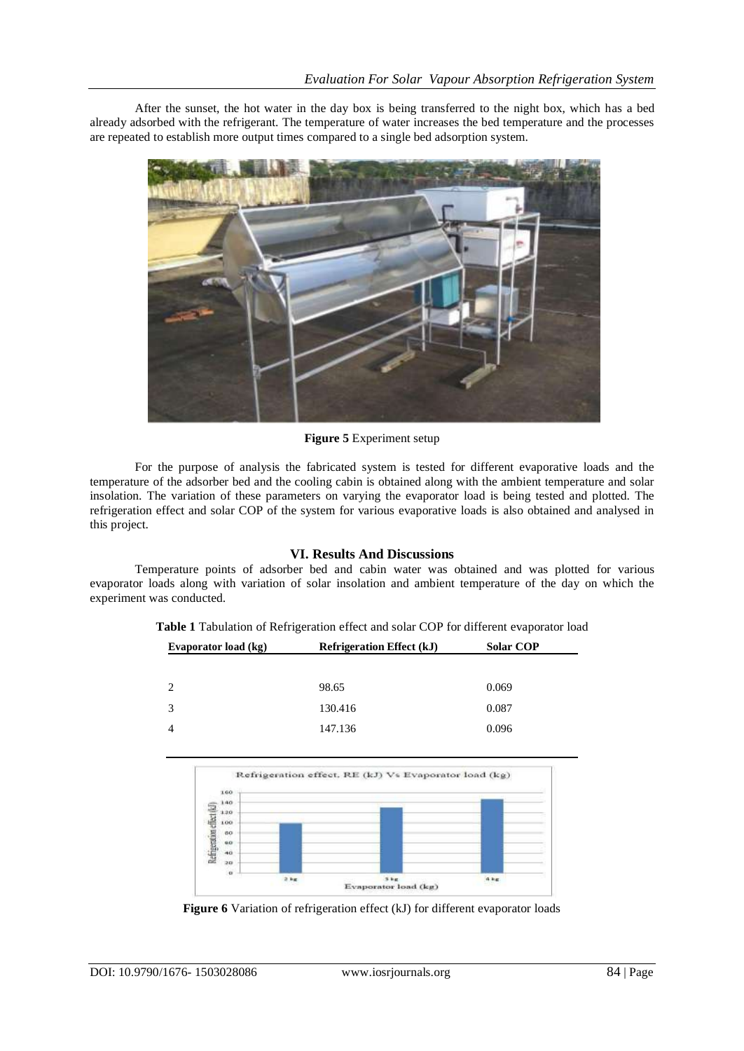After the sunset, the hot water in the day box is being transferred to the night box, which has a bed already adsorbed with the refrigerant. The temperature of water increases the bed temperature and the processes are repeated to establish more output times compared to a single bed adsorption system.

**Figure 5** Experiment setup

For the purpose of analysis the fabricated system is tested for different evaporative loads and the temperature of the adsorber bed and the cooling cabin is obtained along with the ambient temperature and solar insolation. The variation of these parameters on varying the evaporator load is being tested and plotted. The refrigeration effect and solar COP of the system for various evaporative loads is also obtained and analysed in this project.

## VI. Results And Discussions

Temperature points of adsorber bed and cabin water was obtained and was plotted for various evaporator loads along with variation of solar insolation and ambient temperature of the day on which the experiment was conducted.

**Table 1** Tabulation of Refrigeration effect and solar COP for different evaporator load

| Evaporator load (kg) | Refrigeration Effect (kJ) | Solar COP |
|---|---|---|
| 2 | 98.65 | 0.069 |
| 3 | 130.416 | 0.087 |
| 4 | 147.136 | 0.096 |

**Figure 6** Variation of refrigeration effect (kJ) for different evaporator loads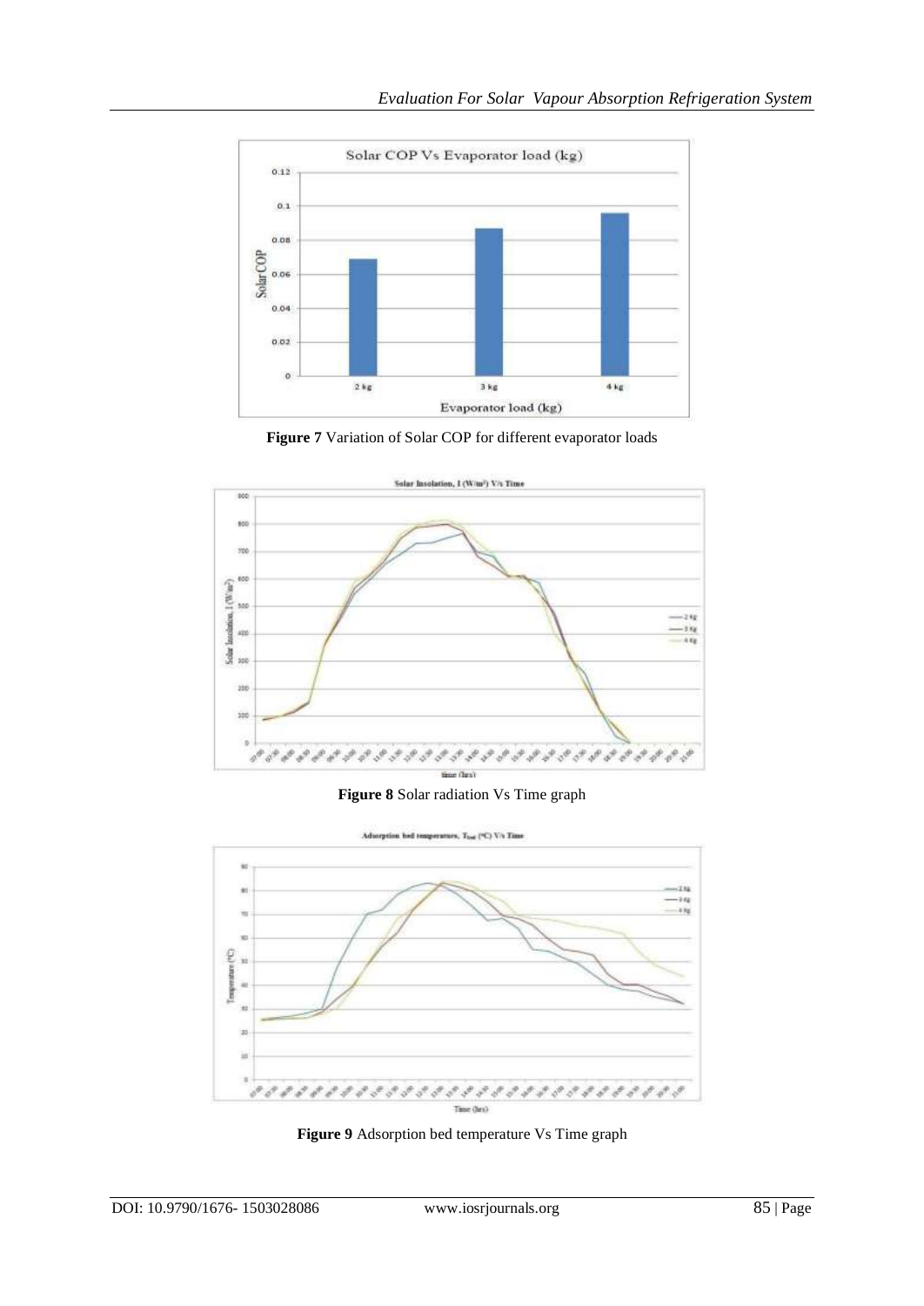**Figure 7** Variation of Solar COP for different evaporator loads

**Figure 8** Solar radiation Vs Time graph

**Figure 9** Adsorption bed temperature Vs Time graph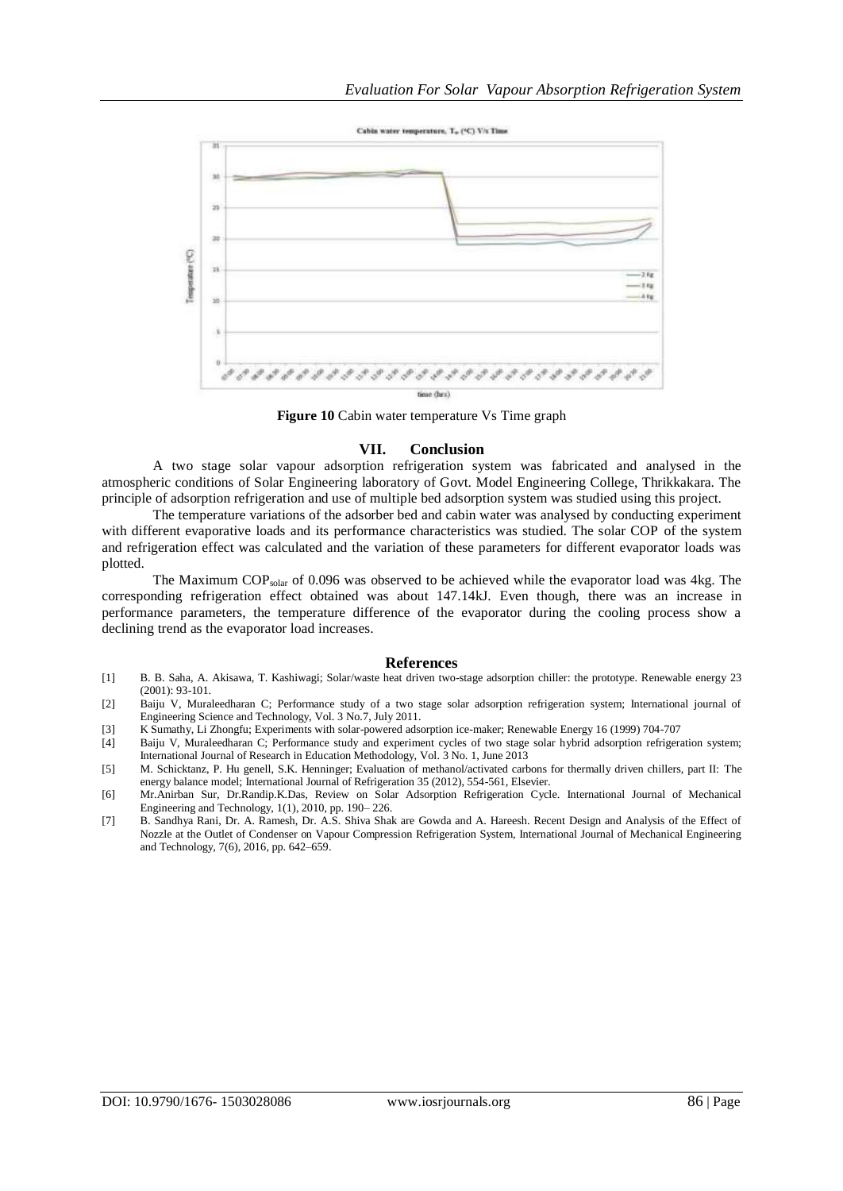Cabin water temperature, $T_w$ (°C) V/s Time

Temperature (°C)

35
30
25
20
15
10
5
0

time (hrs)

— 2 kg
— 3 kg
— 4 kg

**Figure 10** Cabin water temperature Vs Time graph

## VII. Conclusion

A two stage solar vapour adsorption refrigeration system was fabricated and analysed in the atmospheric conditions of Solar Engineering laboratory of Govt. Model Engineering College, Thrikkakara. The principle of adsorption refrigeration and use of multiple bed adsorption system was studied using this project.

The temperature variations of the adsorber bed and cabin water was analysed by conducting experiment with different evaporative loads and its performance characteristics was studied. The solar COP of the system and refrigeration effect was calculated and the variation of these parameters for different evaporator loads was plotted.

The Maximum $COP_{solar}$ of 0.096 was observed to be achieved while the evaporator load was 4kg. The corresponding refrigeration effect obtained was about 147.14kJ. Even though, there was an increase in performance parameters, the temperature difference of the evaporator during the cooling process show a declining trend as the evaporator load increases.

## References

[1] B. B. Saha, A. Akisawa, T. Kashiwagi; Solar/waste heat driven two-stage adsorption chiller: the prototype. Renewable energy 23 (2001): 93-101.

[2] Baiju V, Muraleedharan C; Performance study of a two stage solar adsorption refrigeration system; International journal of Engineering Science and Technology, Vol. 3 No.7, July 2011.

[3] K Sumathy, Li Zhongfu; Experiments with solar-powered adsorption ice-maker; Renewable Energy 16 (1999) 704-707

[4] Baiju V, Muraleedharan C; Performance study and experiment cycles of two stage solar hybrid adsorption refrigeration system; International Journal of Research in Education Methodology, Vol. 3 No. 1, June 2013

[5] M. Schicktanz, P. Hu genell, S.K. Henninger; Evaluation of methanol/activated carbons for thermally driven chillers, part II: The energy balance model; International Journal of Refrigeration 35 (2012), 554-561, Elsevier.

[6] Mr.Anirban Sur, Dr.Randip.K.Das, Review on Solar Adsorption Refrigeration Cycle. International Journal of Mechanical Engineering and Technology, 1(1), 2010, pp. 190– 226.

[7] B. Sandhya Rani, Dr. A. Ramesh, Dr. A.S. Shiva Shak are Gowda and A. Hareesh. Recent Design and Analysis of the Effect of Nozzle at the Outlet of Condenser on Vapour Compression Refrigeration System, International Journal of Mechanical Engineering and Technology, 7(6), 2016, pp. 642–659.